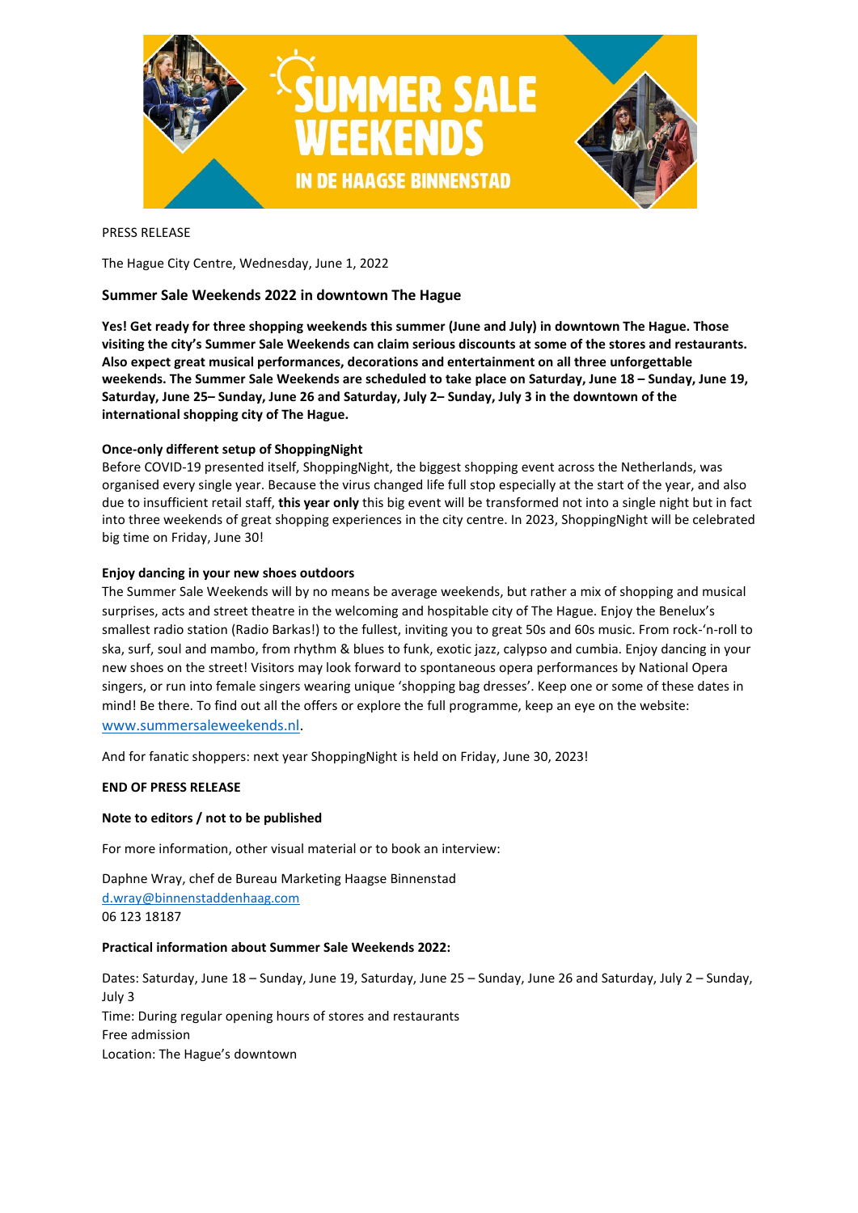PRESS RELEASE

The Hague City Centre, Wednesday, June 1, 2022

## Summer Sale Weekends 2022 in downtown The Hague

**Yes! Get ready for three shopping weekends this summer (June and July) in downtown The Hague. Those visiting the city's Summer Sale Weekends can claim serious discounts at some of the stores and restaurants. Also expect great musical performances, decorations and entertainment on all three unforgettable weekends. The Summer Sale Weekends are scheduled to take place on Saturday, June 18 – Sunday, June 19, Saturday, June 25– Sunday, June 26 and Saturday, July 2– Sunday, July 3 in the downtown of the international shopping city of The Hague.**

### Once-only different setup of ShoppingNight

Before COVID-19 presented itself, ShoppingNight, the biggest shopping event across the Netherlands, was organised every single year. Because the virus changed life full stop especially at the start of the year, and also due to insufficient retail staff, **this year only** this big event will be transformed not into a single night but in fact into three weekends of great shopping experiences in the city centre. In 2023, ShoppingNight will be celebrated big time on Friday, June 30!

### Enjoy dancing in your new shoes outdoors

The Summer Sale Weekends will by no means be average weekends, but rather a mix of shopping and musical surprises, acts and street theatre in the welcoming and hospitable city of The Hague. Enjoy the Benelux's smallest radio station (Radio Barkas!) to the fullest, inviting you to great 50s and 60s music. From rock-'n-roll to ska, surf, soul and mambo, from rhythm & blues to funk, exotic jazz, calypso and cumbia. Enjoy dancing in your new shoes on the street! Visitors may look forward to spontaneous opera performances by National Opera singers, or run into female singers wearing unique 'shopping bag dresses'. Keep one or some of these dates in mind! Be there. To find out all the offers or explore the full programme, keep an eye on the website: www.summersaleweekends.nl.

And for fanatic shoppers: next year ShoppingNight is held on Friday, June 30, 2023!

**END OF PRESS RELEASE**

**Note to editors / not to be published**

For more information, other visual material or to book an interview:

Daphne Wray, chef de Bureau Marketing Haagse Binnenstad
d.wray@binnenstaddenhaag.com
06 123 18187

**Practical information about Summer Sale Weekends 2022:**

Dates: Saturday, June 18 – Sunday, June 19, Saturday, June 25 – Sunday, June 26 and Saturday, July 2 – Sunday, July 3
Time: During regular opening hours of stores and restaurants
Free admission
Location: The Hague's downtown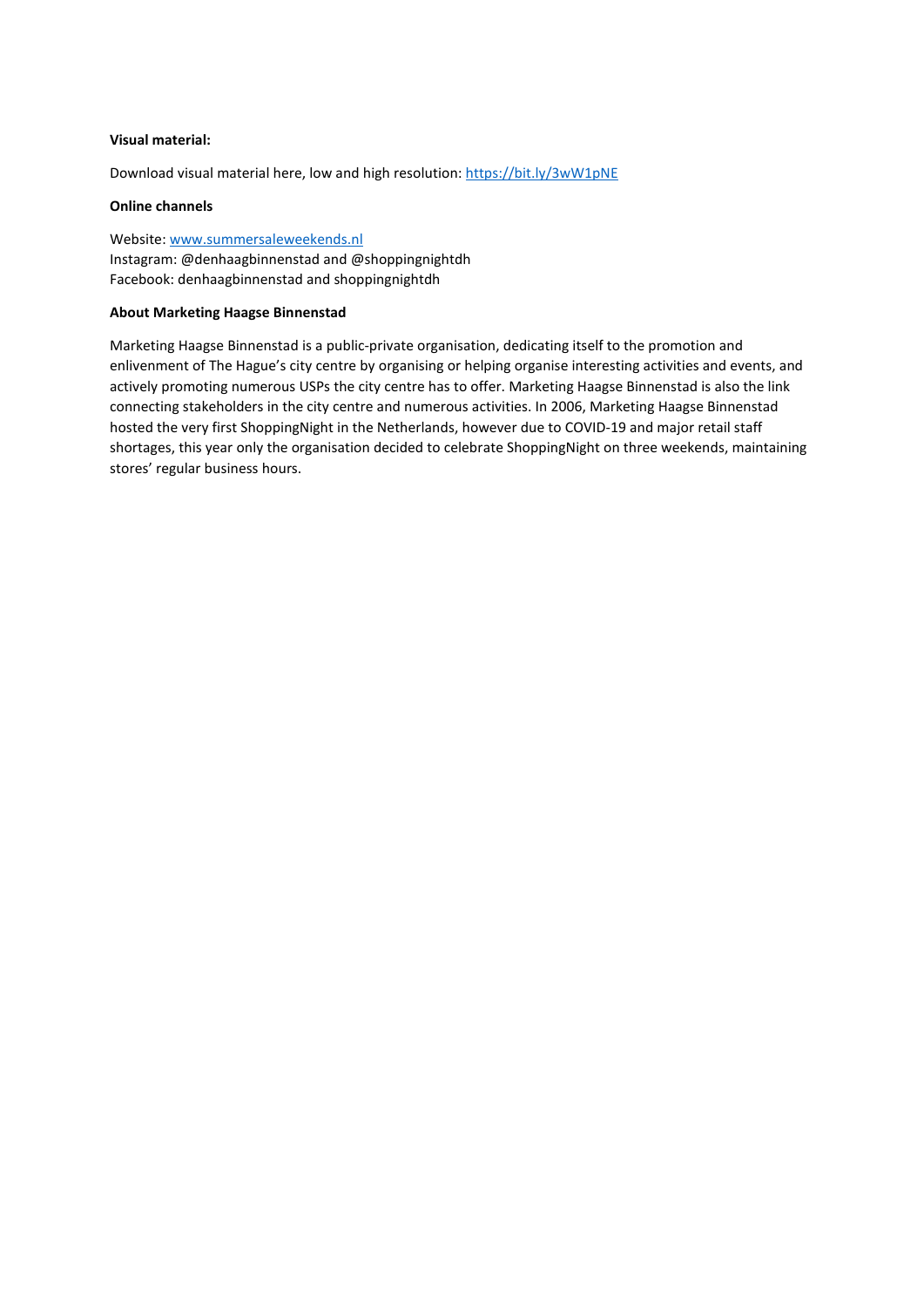**Visual material:**

Download visual material here, low and high resolution: https://bit.ly/3wW1pNE

**Online channels**

Website: www.summersaleweekends.nl
Instagram: @denhaagbinnenstad and @shoppingnightdh
Facebook: denhaagbinnenstad and shoppingnightdh

**About Marketing Haagse Binnenstad**

Marketing Haagse Binnenstad is a public-private organisation, dedicating itself to the promotion and enlivenment of The Hague's city centre by organising or helping organise interesting activities and events, and actively promoting numerous USPs the city centre has to offer. Marketing Haagse Binnenstad is also the link connecting stakeholders in the city centre and numerous activities. In 2006, Marketing Haagse Binnenstad hosted the very first ShoppingNight in the Netherlands, however due to COVID-19 and major retail staff shortages, this year only the organisation decided to celebrate ShoppingNight on three weekends, maintaining stores' regular business hours.